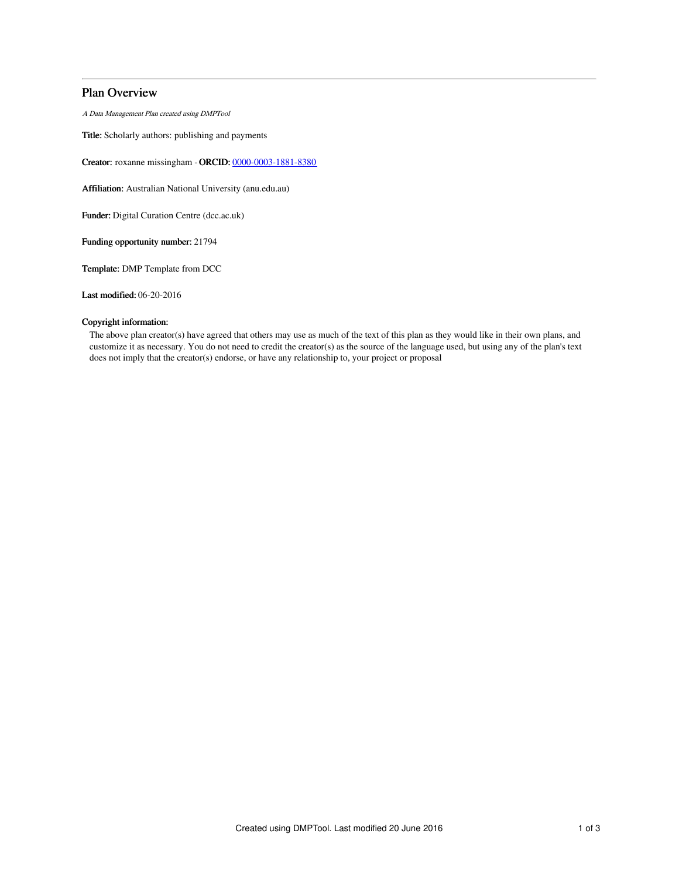# Plan Overview

*A Data Management Plan created using DMPTool*

**Title:** Scholarly authors: publishing and payments

**Creator:** roxanne missingham - **ORCID:** [0000-0003-1881-8380](https://orcid.org/0000-0003-1881-8380)

**Affiliation:** Australian National University (anu.edu.au)

**Funder:** Digital Curation Centre (dcc.ac.uk)

**Funding opportunity number:** 21794

**Template:** DMP Template from DCC

**Last modified:** 06-20-2016

**Copyright information:**

The above plan creator(s) have agreed that others may use as much of the text of this plan as they would like in their own plans, and customize it as necessary. You do not need to credit the creator(s) as the source of the language used, but using any of the plan's text does not imply that the creator(s) endorse, or have any relationship to, your project or proposal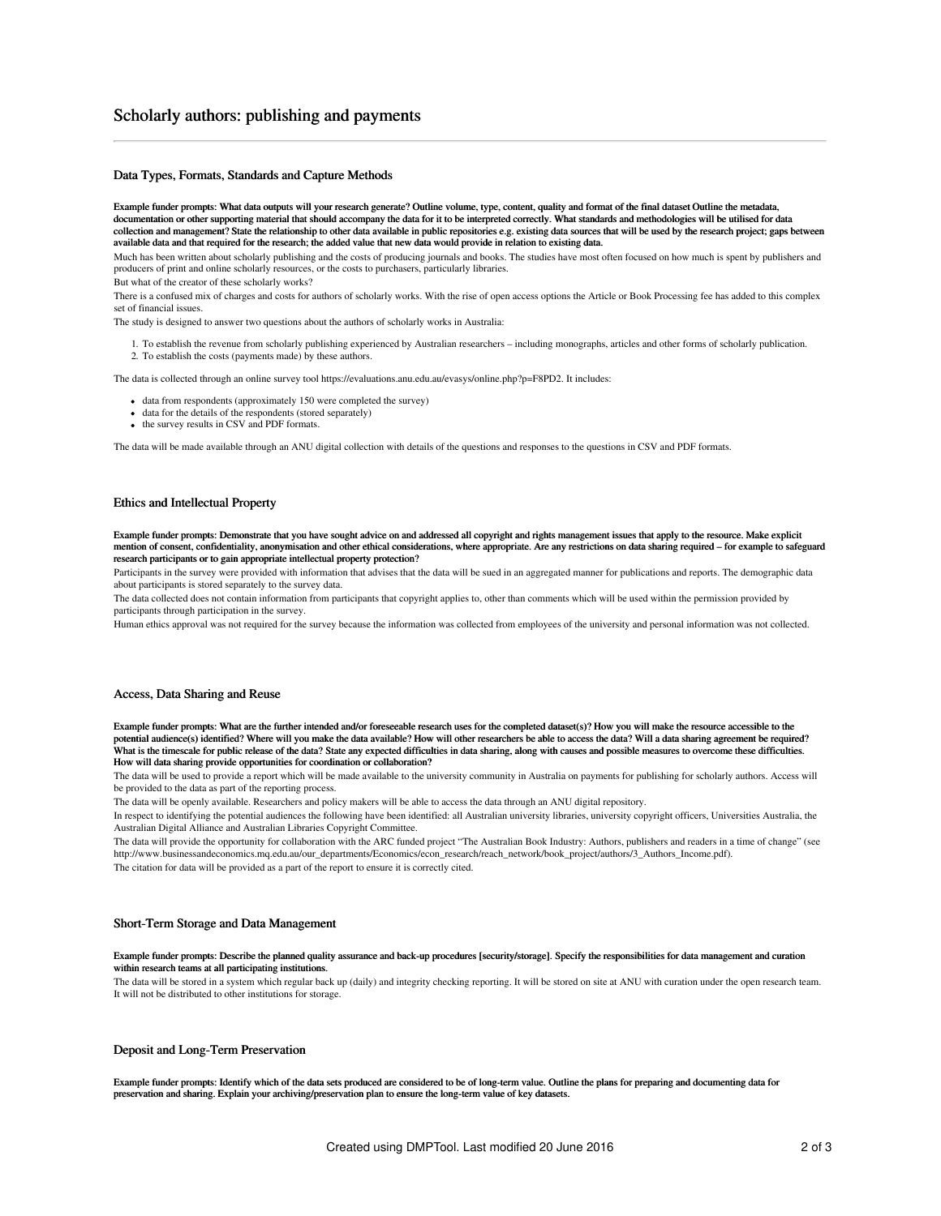# Scholarly authors: publishing and payments

## Data Types, Formats, Standards and Capture Methods

**Example funder prompts: What data outputs will your research generate? Outline volume, type, content, quality and format of the final dataset Outline the metadata, documentation or other supporting material that should accompany the data for it to be interpreted correctly. What standards and methodologies will be utilised for data collection and management? State the relationship to other data available in public repositories e.g. existing data sources that will be used by the research project; gaps between available data and that required for the research; the added value that new data would provide in relation to existing data.**

Much has been written about scholarly publishing and the costs of producing journals and books. The studies have most often focused on how much is spent by publishers and producers of print and online scholarly resources, or the costs to purchasers, particularly libraries.

But what of the creator of these scholarly works?

There is a confused mix of charges and costs for authors of scholarly works. With the rise of open access options the Article or Book Processing fee has added to this complex set of financial issues.

The study is designed to answer two questions about the authors of scholarly works in Australia:

1. To establish the revenue from scholarly publishing experienced by Australian researchers – including monographs, articles and other forms of scholarly publication.
2. To establish the costs (payments made) by these authors.

The data is collected through an online survey tool https://evaluations.anu.edu.au/evasys/online.php?p=F8PD2. It includes:

- data from respondents (approximately 150 were completed the survey)
- data for the details of the respondents (stored separately)
- the survey results in CSV and PDF formats.

The data will be made available through an ANU digital collection with details of the questions and responses to the questions in CSV and PDF formats.

## Ethics and Intellectual Property

**Example funder prompts: Demonstrate that you have sought advice on and addressed all copyright and rights management issues that apply to the resource. Make explicit mention of consent, confidentiality, anonymisation and other ethical considerations, where appropriate. Are any restrictions on data sharing required – for example to safeguard research participants or to gain appropriate intellectual property protection?**

Participants in the survey were provided with information that advises that the data will be sued in an aggregated manner for publications and reports. The demographic data about participants is stored separately to the survey data.

The data collected does not contain information from participants that copyright applies to, other than comments which will be used within the permission provided by participants through participation in the survey.

Human ethics approval was not required for the survey because the information was collected from employees of the university and personal information was not collected.

## Access, Data Sharing and Reuse

**Example funder prompts: What are the further intended and/or foreseeable research uses for the completed dataset(s)? How you will make the resource accessible to the potential audience(s) identified? Where will you make the data available? How will other researchers be able to access the data? Will a data sharing agreement be required? What is the timescale for public release of the data? State any expected difficulties in data sharing, along with causes and possible measures to overcome these difficulties. How will data sharing provide opportunities for coordination or collaboration?**

The data will be used to provide a report which will be made available to the university community in Australia on payments for publishing for scholarly authors. Access will be provided to the data as part of the reporting process.

The data will be openly available. Researchers and policy makers will be able to access the data through an ANU digital repository.

In respect to identifying the potential audiences the following have been identified: all Australian university libraries, university copyright officers, Universities Australia, the Australian Digital Alliance and Australian Libraries Copyright Committee.

The data will provide the opportunity for collaboration with the ARC funded project "The Australian Book Industry: Authors, publishers and readers in a time of change" (see http://www.businessandeconomics.mq.edu.au/our_departments/Economics/econ_research/reach_network/book_project/authors/3_Authors_Income.pdf).

The citation for data will be provided as a part of the report to ensure it is correctly cited.

## Short-Term Storage and Data Management

**Example funder prompts: Describe the planned quality assurance and back-up procedures [security/storage]. Specify the responsibilities for data management and curation within research teams at all participating institutions.**

The data will be stored in a system which regular back up (daily) and integrity checking reporting. It will be stored on site at ANU with curation under the open research team. It will not be distributed to other institutions for storage.

## Deposit and Long-Term Preservation

**Example funder prompts: Identify which of the data sets produced are considered to be of long-term value. Outline the plans for preparing and documenting data for preservation and sharing. Explain your archiving/preservation plan to ensure the long-term value of key datasets.**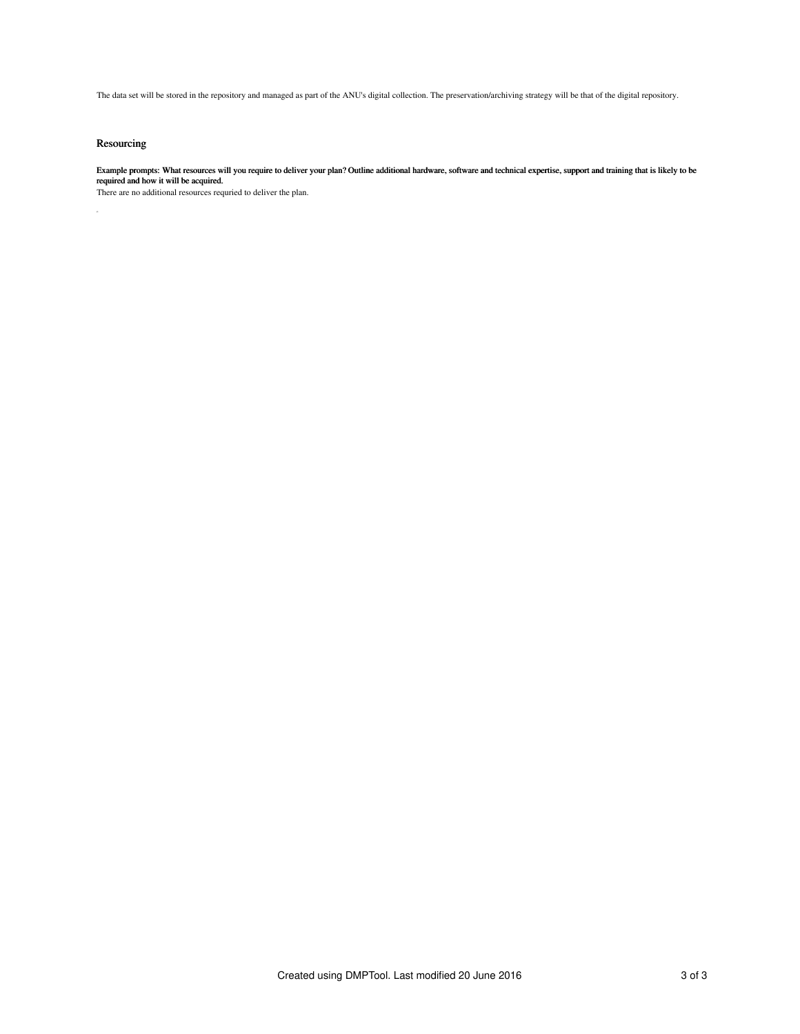The data set will be stored in the repository and managed as part of the ANU's digital collection. The preservation/archiving strategy will be that of the digital repository.

## Resourcing

**Example prompts: What resources will you require to deliver your plan? Outline additional hardware, software and technical expertise, support and training that is likely to be required and how it will be acquired.**

There are no additional resources requried to deliver the plan.